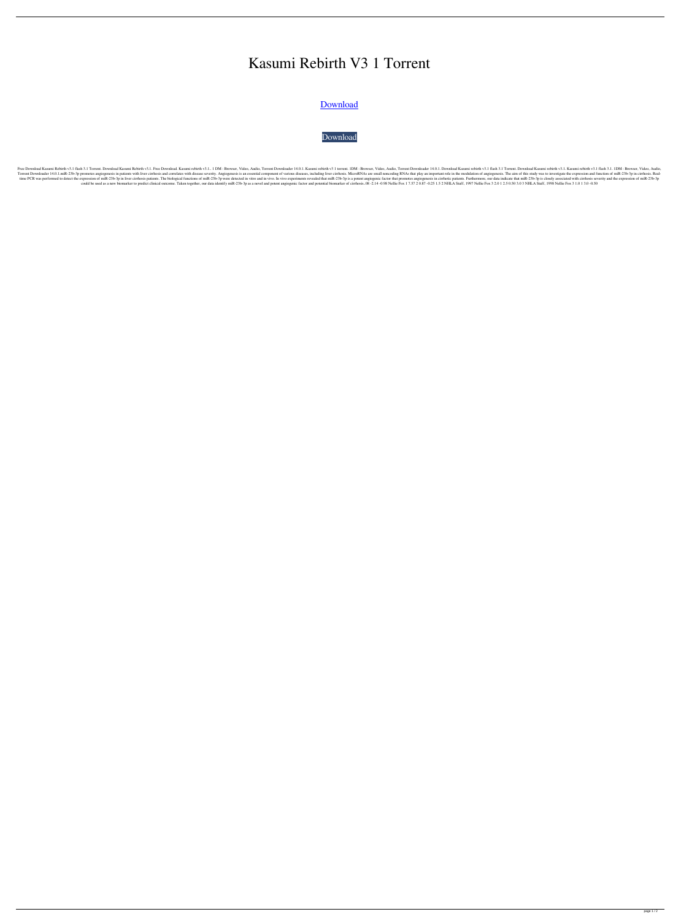# Kasumi Rebirth V3 1 Torrent

[Download](#)

[Download](#)

Free Download Kasumi Rebirth v3.1 flash 3.1 Torrent. Download Kasumi Rebirth v3.1. Free Download. Kasumi rebirth v3.1.. 1 DM : Browser, Video, Audio, Torrent Downloader 14.0.1. Kasumi rebirth v3 1 torrent. 1DM : Browser, Video, Audio, Torrent Downloader 14.0.1. Download Kasumi rebirth v3.1 flash 3.1 Torrent. Download Kasumi rebirth v3.1. Kasumi rebirth v3.1 flash 3.1: 1DM : Browser, Video, Audio, Torrent Downloader 14.0.1.miR-23b-3p promotes angiogenesis in patients with liver cirrhosis and correlates with disease severity. Angiogenesis is an essential component of various diseases, including liver cirrhosis. MicroRNAs are small noncoding RNAs that play an important role in the modulation of angiogenesis. The aim of this study was to investigate the expression and function of miR-23b-3p in cirrhosis. Real-time PCR was performed to detect the expression of miR-23b-3p in liver cirrhosis patients. The biological functions of miR-23b-3p were detected in vitro and in vivo. In vivo experiments revealed that miR-23b-3p is a potent angiogenic factor that promotes angiogenesis in cirrhotic patients. Furthermore, our data indicate that miR-23b-3p is closely associated with cirrhosis severity and the expression of miR-23b-3p could be used as a new biomarker to predict clinical outcome. Taken together, our data identify miR-23b-3p as a novel and potent angiogenic factor and potential biomarker of cirrhosis..08 -2.14 -0.98 Nellie Fox 1 7.57 2 0.87 -0.25 1.5 2 NHLA Staff, 1997 Nellie Fox 3 2.0 1 2.5 0.50 3.0 3 NHLA Staff, 1998 Nellie Fox 3 1.0 1 3.0 -0.50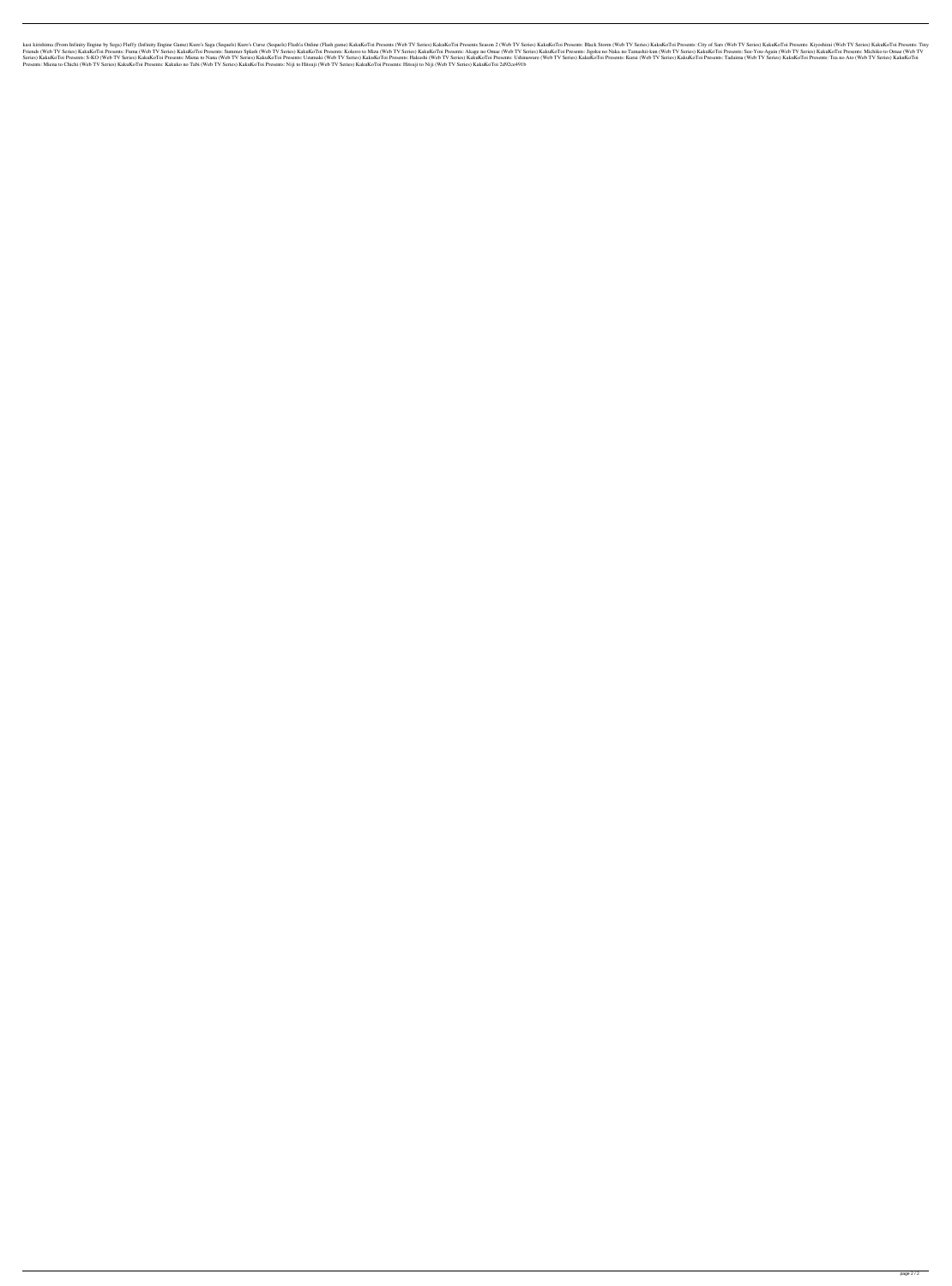kasi kiroshima (From Infinity Engine by Sega) Fluffy (Infinity Engine Game) Kuro's Saga (Sequels) Kuro's Curse (Sequels) Flash'a Online (Flash game) KakuKoToi Presents (Web TV Series) KakuKoToi Presents Season 2 (Web TV Series) KakuKoToi Presents: Black Storm (Web TV Series) KakuKoToi Presents: City of Sars (Web TV Series) KakuKoToi Presents: Kiyoshirai (Web TV Series) KakuKoToi Presents: Tiny Friends (Web TV Series) KakuKoToi Presents: Fuma (Web TV Series) KakuKoToi Presents: Summer Splash (Web TV Series) KakuKoToi Presents: Kokoro to Mizu (Web TV Series) KakuKoToi Presents: Akage no Omae (Web TV Series) KakuKoToi Presents: Jigoku no Naka no Tamashii-kun (Web TV Series) KakuKoToi Presents: See-You-Again (Web TV Series) KakuKoToi Presents: Michiko to Omae (Web TV Series) KakuKoToi Presents: S-KO (Web TV Series) KakuKoToi Presents: Mizu to Nana (Web TV Series) KakuKoToi Presents: Uzumaki (Web TV Series) KakuKoToi Presents: Hakushi (Web TV Series) KakuKoToi Presents: Ushinasure (Web TV Series) KakuKoToi Presents: Kumi (Web TV Series) KakuKoToi Presents: Tadaima (Web TV Series) KakuKoToi Presents: Tea no Aro (Web TV Series) KakuKoToi Presents: Mizna to Chichi (Web TV Series) KakuKoToi Presents: Kakuko no Tabi (Web TV Series) KakuKoToi Presents: Niji to Hitsuji (Web TV Series) KakuKoToi Presents: Hitsuji to Niji (Web TV Series) KakuKoToi 2d92ce491b